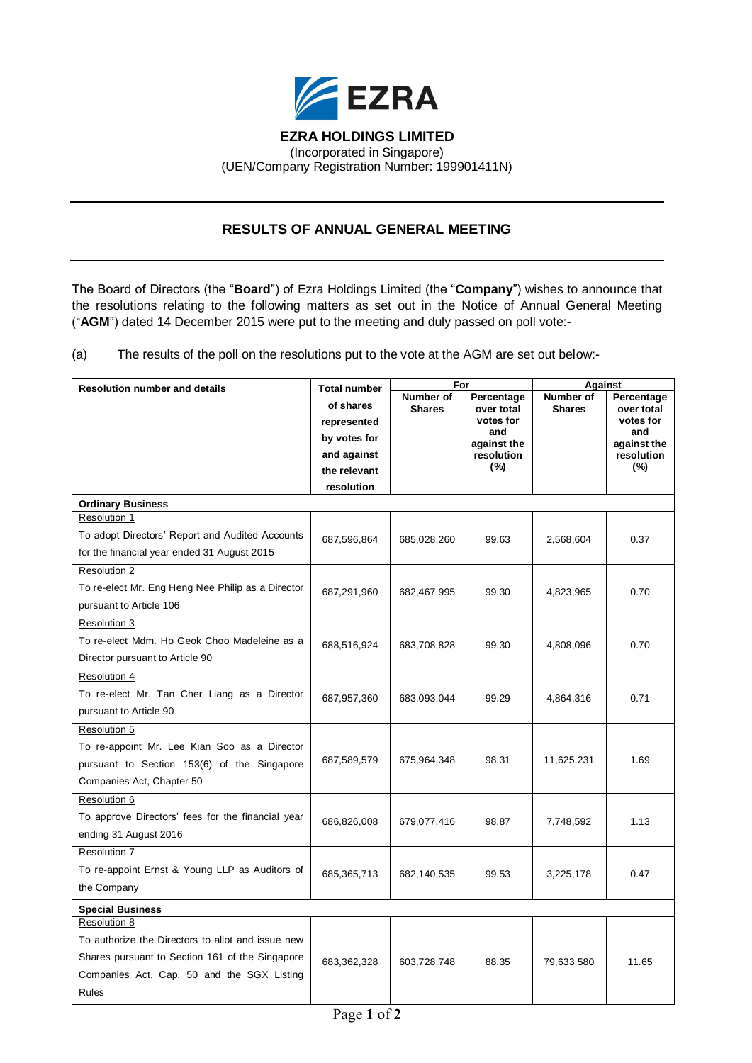# EZRA

**EZRA HOLDINGS LIMITED**
(Incorporated in Singapore)
(UEN/Company Registration Number: 199901411N)

## RESULTS OF ANNUAL GENERAL MEETING

The Board of Directors (the "**Board**") of Ezra Holdings Limited (the "**Company**") wishes to announce that the resolutions relating to the following matters as set out in the Notice of Annual General Meeting ("**AGM**") dated 14 December 2015 were put to the meeting and duly passed on poll vote:-

(a) The results of the poll on the resolutions put to the vote at the AGM are set out below:-

| Resolution number and details | Total number of shares represented by votes for and against the relevant resolution | For | | Against | |
|---|---|---|---|---|---|
| | | Number of Shares | Percentage over total votes for and against the resolution (%) | Number of Shares | Percentage over total votes for and against the resolution (%) |
| **Ordinary Business** | | | | | |
| Resolution 1<br>To adopt Directors' Report and Audited Accounts for the financial year ended 31 August 2015 | 687,596,864 | 685,028,260 | 99.63 | 2,568,604 | 0.37 |
| Resolution 2<br>To re-elect Mr. Eng Heng Nee Philip as a Director pursuant to Article 106 | 687,291,960 | 682,467,995 | 99.30 | 4,823,965 | 0.70 |
| Resolution 3<br>To re-elect Mdm. Ho Geok Choo Madeleine as a Director pursuant to Article 90 | 688,516,924 | 683,708,828 | 99.30 | 4,808,096 | 0.70 |
| Resolution 4<br>To re-elect Mr. Tan Cher Liang as a Director pursuant to Article 90 | 687,957,360 | 683,093,044 | 99.29 | 4,864,316 | 0.71 |
| Resolution 5<br>To re-appoint Mr. Lee Kian Soo as a Director pursuant to Section 153(6) of the Singapore Companies Act, Chapter 50 | 687,589,579 | 675,964,348 | 98.31 | 11,625,231 | 1.69 |
| Resolution 6<br>To approve Directors' fees for the financial year ending 31 August 2016 | 686,826,008 | 679,077,416 | 98.87 | 7,748,592 | 1.13 |
| Resolution 7<br>To re-appoint Ernst & Young LLP as Auditors of the Company | 685,365,713 | 682,140,535 | 99.53 | 3,225,178 | 0.47 |
| **Special Business** | | | | | |
| Resolution 8<br>To authorize the Directors to allot and issue new Shares pursuant to Section 161 of the Singapore Companies Act, Cap. 50 and the SGX Listing Rules | 683,362,328 | 603,728,748 | 88.35 | 79,633,580 | 11.65 |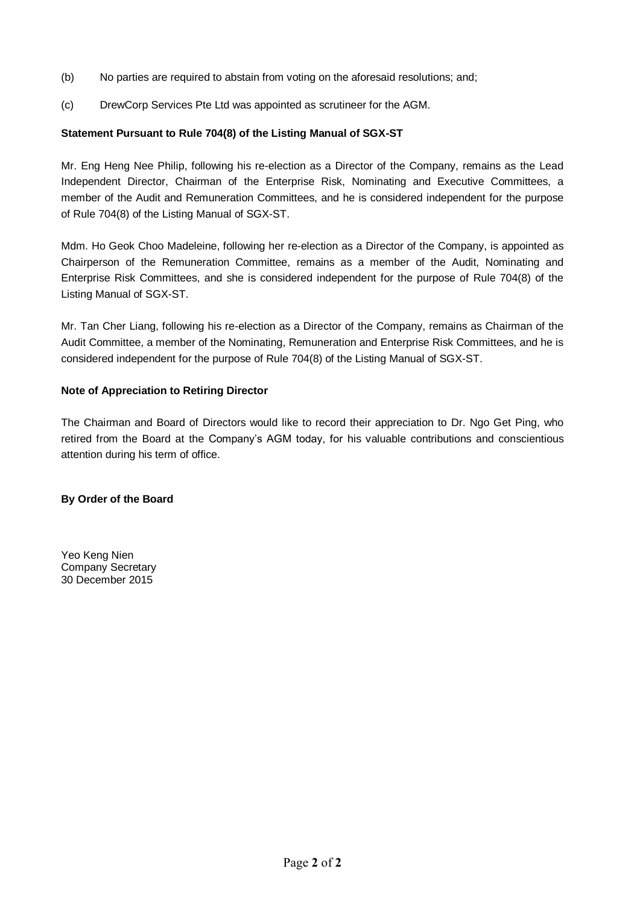(b) No parties are required to abstain from voting on the aforesaid resolutions; and;

(c) DrewCorp Services Pte Ltd was appointed as scrutineer for the AGM.

**Statement Pursuant to Rule 704(8) of the Listing Manual of SGX-ST**

Mr. Eng Heng Nee Philip, following his re-election as a Director of the Company, remains as the Lead Independent Director, Chairman of the Enterprise Risk, Nominating and Executive Committees, a member of the Audit and Remuneration Committees, and he is considered independent for the purpose of Rule 704(8) of the Listing Manual of SGX-ST.

Mdm. Ho Geok Choo Madeleine, following her re-election as a Director of the Company, is appointed as Chairperson of the Remuneration Committee, remains as a member of the Audit, Nominating and Enterprise Risk Committees, and she is considered independent for the purpose of Rule 704(8) of the Listing Manual of SGX-ST.

Mr. Tan Cher Liang, following his re-election as a Director of the Company, remains as Chairman of the Audit Committee, a member of the Nominating, Remuneration and Enterprise Risk Committees, and he is considered independent for the purpose of Rule 704(8) of the Listing Manual of SGX-ST.

**Note of Appreciation to Retiring Director**

The Chairman and Board of Directors would like to record their appreciation to Dr. Ngo Get Ping, who retired from the Board at the Company's AGM today, for his valuable contributions and conscientious attention during his term of office.

**By Order of the Board**

Yeo Keng Nien
Company Secretary
30 December 2015